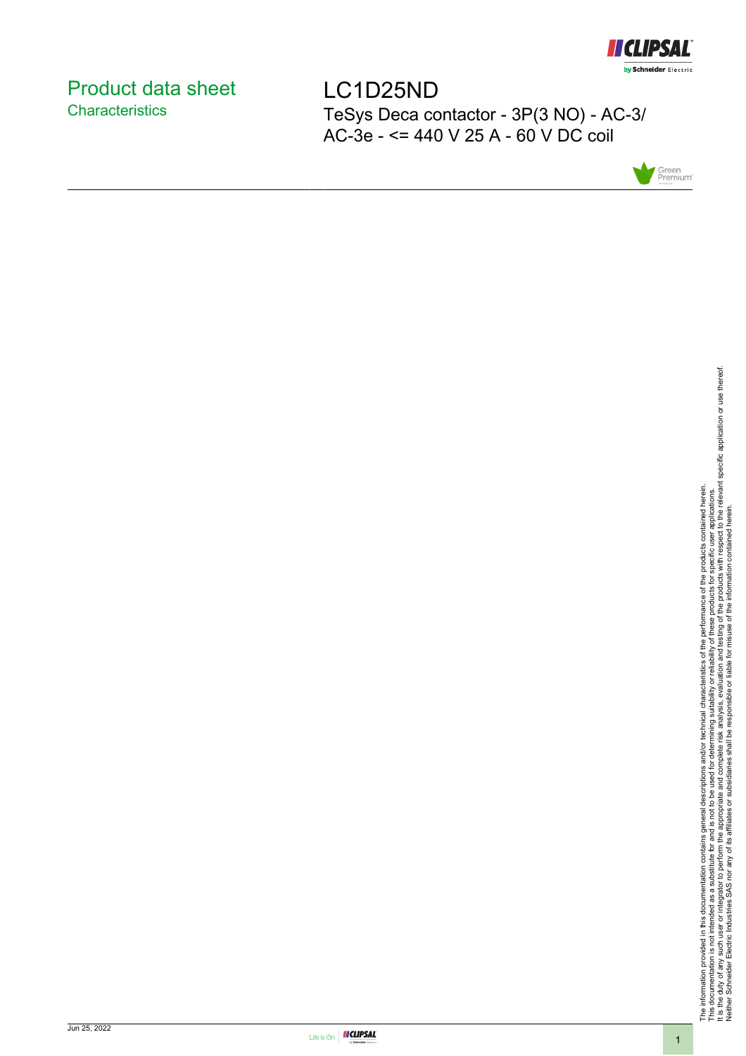# Product data sheet
## Characteristics

# LC1D25ND

TeSys Deca contactor - 3P(3 NO) - AC-3/ AC-3e - <= 440 V 25 A - 60 V DC coil

The information provided in this documentation contains general descriptions and/or technical characteristics of the performance of the products contained herein.
This documentation is not intended as a substitute for and is not to be used for determining suitability or reliability of these products for specific user applications.
It is the duty of any such user or integrator to perform the appropriate and complete risk analysis, evaluation and testing of the products with respect to the relevant specific application or use thereof.
Neither Schneider Electric Industries SAS nor any of its affiliates or subsidiaries shall be responsible or liable for misuse of the information contained herein.

Jun 25, 2022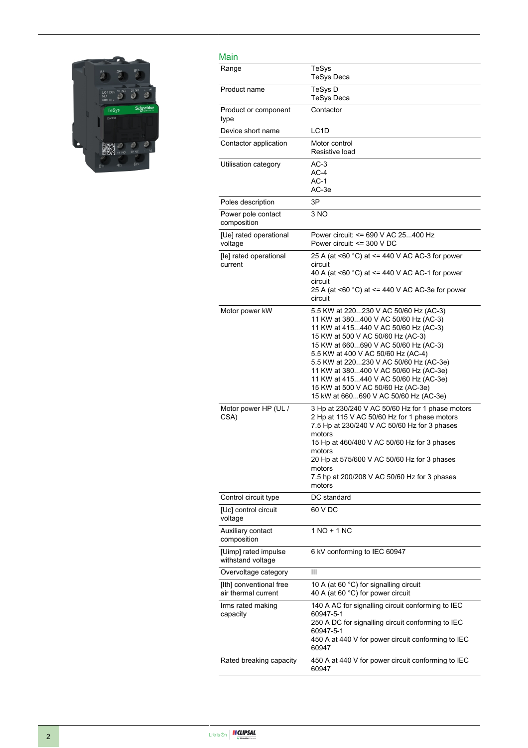## Main

| | |
|---|---|
| Range | TeSys<br>TeSys Deca |
| Product name | TeSys D<br>TeSys Deca |
| Product or component type | Contactor |
| Device short name | LC1D |
| Contactor application | Motor control<br>Resistive load |
| Utilisation category | AC-3<br>AC-4<br>AC-1<br>AC-3e |
| Poles description | 3P |
| Power pole contact composition | 3 NO |
| [Ue] rated operational voltage | Power circuit: <= 690 V AC 25...400 Hz<br>Power circuit: <= 300 V DC |
| [Ie] rated operational current | 25 A (at <60 °C) at <= 440 V AC AC-3 for power circuit<br>40 A (at <60 °C) at <= 440 V AC AC-1 for power circuit<br>25 A (at <60 °C) at <= 440 V AC AC-3e for power circuit |
| Motor power kW | 5.5 KW at 220...230 V AC 50/60 Hz (AC-3)<br>11 KW at 380...400 V AC 50/60 Hz (AC-3)<br>11 KW at 415...440 V AC 50/60 Hz (AC-3)<br>15 KW at 500 V AC 50/60 Hz (AC-3)<br>15 KW at 660...690 V AC 50/60 Hz (AC-3)<br>5.5 KW at 400 V AC 50/60 Hz (AC-4)<br>5.5 KW at 220...230 V AC 50/60 Hz (AC-3e)<br>11 KW at 380...400 V AC 50/60 Hz (AC-3e)<br>11 KW at 415...440 V AC 50/60 Hz (AC-3e)<br>15 KW at 500 V AC 50/60 Hz (AC-3e)<br>15 kW at 660...690 V AC 50/60 Hz (AC-3e) |
| Motor power HP (UL / CSA) | 3 Hp at 230/240 V AC 50/60 Hz for 1 phase motors<br>2 Hp at 115 V AC 50/60 Hz for 1 phase motors<br>7.5 Hp at 230/240 V AC 50/60 Hz for 3 phases motors<br>15 Hp at 460/480 V AC 50/60 Hz for 3 phases motors<br>20 Hp at 575/600 V AC 50/60 Hz for 3 phases motors<br>7.5 hp at 200/208 V AC 50/60 Hz for 3 phases motors |
| Control circuit type | DC standard |
| [Uc] control circuit voltage | 60 V DC |
| Auxiliary contact composition | 1 NO + 1 NC |
| [Uimp] rated impulse withstand voltage | 6 kV conforming to IEC 60947 |
| Overvoltage category | III |
| [Ith] conventional free air thermal current | 10 A (at 60 °C) for signalling circuit<br>40 A (at 60 °C) for power circuit |
| Irms rated making capacity | 140 A AC for signalling circuit conforming to IEC 60947-5-1<br>250 A DC for signalling circuit conforming to IEC 60947-5-1<br>450 A at 440 V for power circuit conforming to IEC 60947 |
| Rated breaking capacity | 450 A at 440 V for power circuit conforming to IEC 60947 |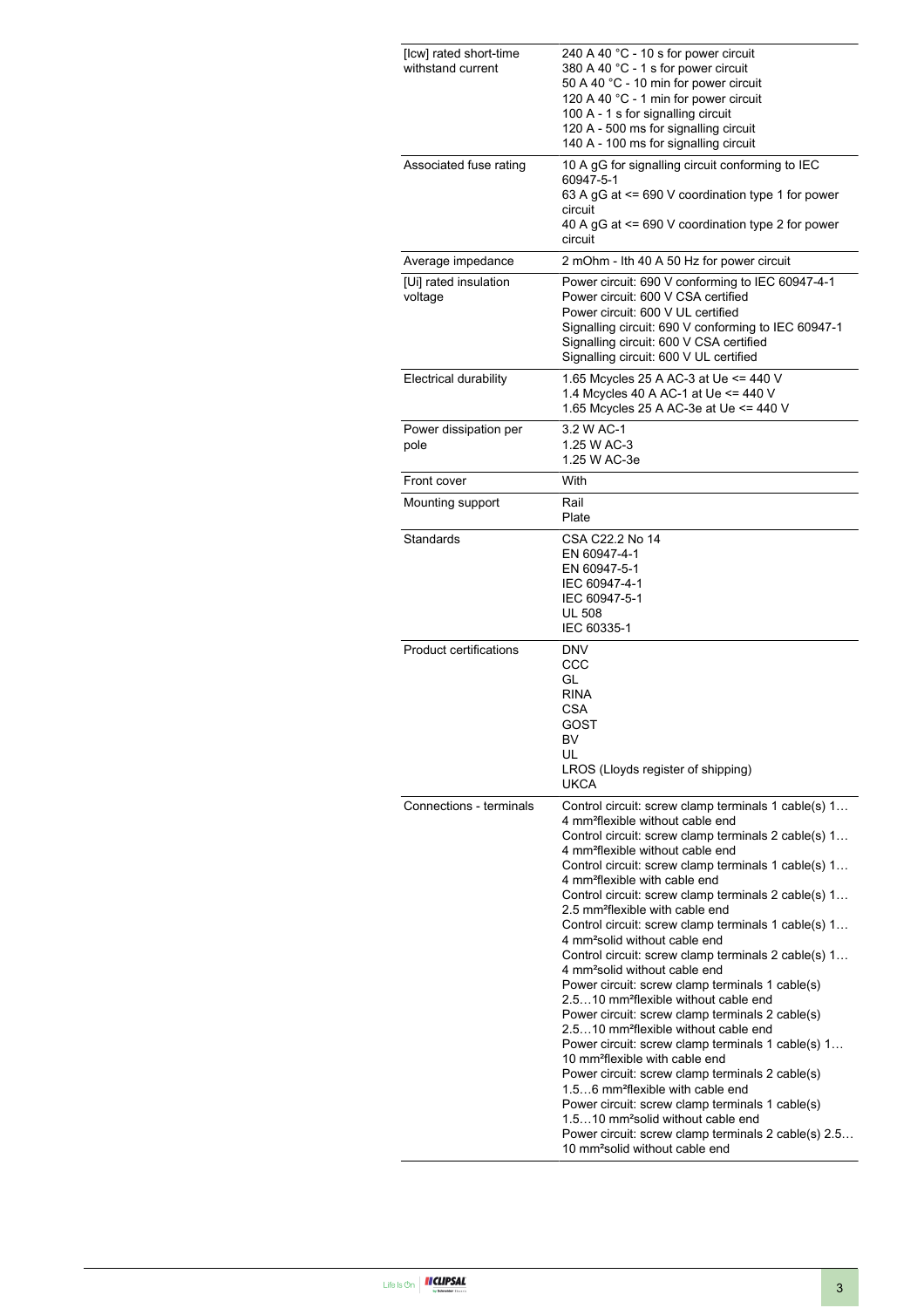| | |
|---|---|
| [Icw] rated short-time withstand current | 240 A 40 °C - 10 s for power circuit<br>380 A 40 °C - 1 s for power circuit<br>50 A 40 °C - 10 min for power circuit<br>120 A 40 °C - 1 min for power circuit<br>100 A - 1 s for signalling circuit<br>120 A - 500 ms for signalling circuit<br>140 A - 100 ms for signalling circuit |
| Associated fuse rating | 10 A gG for signalling circuit conforming to IEC 60947-5-1<br>63 A gG at <= 690 V coordination type 1 for power circuit<br>40 A gG at <= 690 V coordination type 2 for power circuit |
| Average impedance | 2 mOhm - Ith 40 A 50 Hz for power circuit |
| [Ui] rated insulation voltage | Power circuit: 690 V conforming to IEC 60947-4-1<br>Power circuit: 600 V CSA certified<br>Power circuit: 600 V UL certified<br>Signalling circuit: 690 V conforming to IEC 60947-1<br>Signalling circuit: 600 V CSA certified<br>Signalling circuit: 600 V UL certified |
| Electrical durability | 1.65 Mcycles 25 A AC-3 at Ue <= 440 V<br>1.4 Mcycles 40 A AC-1 at Ue <= 440 V<br>1.65 Mcycles 25 A AC-3e at Ue <= 440 V |
| Power dissipation per pole | 3.2 W AC-1<br>1.25 W AC-3<br>1.25 W AC-3e |
| Front cover | With |
| Mounting support | Rail<br>Plate |
| Standards | CSA C22.2 No 14<br>EN 60947-4-1<br>EN 60947-5-1<br>IEC 60947-4-1<br>IEC 60947-5-1<br>UL 508<br>IEC 60335-1 |
| Product certifications | DNV<br>CCC<br>GL<br>RINA<br>CSA<br>GOST<br>BV<br>UL<br>LROS (Lloyds register of shipping)<br>UKCA |
| Connections - terminals | Control circuit: screw clamp terminals 1 cable(s) 1…4 mm²flexible without cable end<br>Control circuit: screw clamp terminals 2 cable(s) 1…4 mm²flexible without cable end<br>Control circuit: screw clamp terminals 1 cable(s) 1…4 mm²flexible with cable end<br>Control circuit: screw clamp terminals 2 cable(s) 1…2.5 mm²flexible with cable end<br>Control circuit: screw clamp terminals 1 cable(s) 1…4 mm²solid without cable end<br>Control circuit: screw clamp terminals 2 cable(s) 1…4 mm²solid without cable end<br>Power circuit: screw clamp terminals 1 cable(s) 2.5…10 mm²flexible without cable end<br>Power circuit: screw clamp terminals 2 cable(s) 2.5…10 mm²flexible without cable end<br>Power circuit: screw clamp terminals 1 cable(s) 1…10 mm²flexible with cable end<br>Power circuit: screw clamp terminals 2 cable(s) 1.5…6 mm²flexible with cable end<br>Power circuit: screw clamp terminals 1 cable(s) 1.5…10 mm²solid without cable end<br>Power circuit: screw clamp terminals 2 cable(s) 2.5…10 mm²solid without cable end |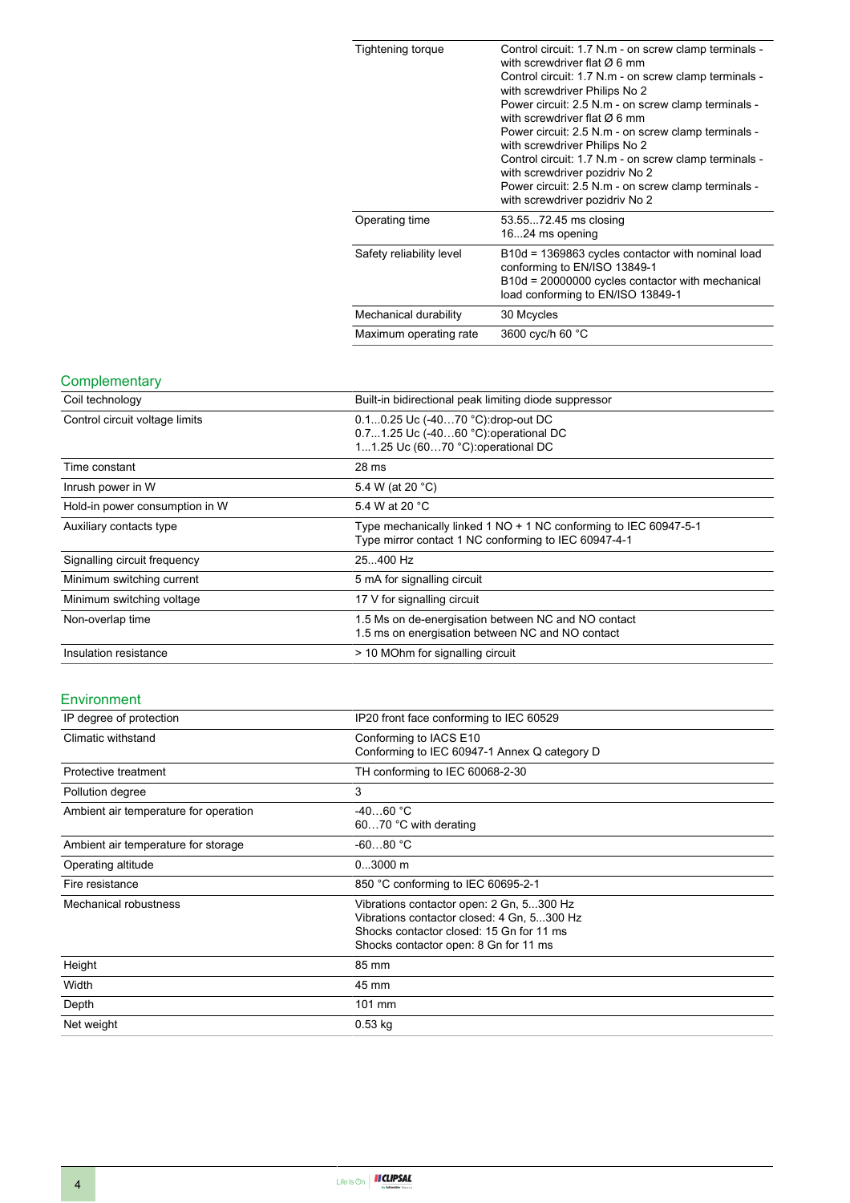| | |
|---|---|
| Tightening torque | Control circuit: 1.7 N.m - on screw clamp terminals - with screwdriver flat Ø 6 mm<br>Control circuit: 1.7 N.m - on screw clamp terminals - with screwdriver Philips No 2<br>Power circuit: 2.5 N.m - on screw clamp terminals - with screwdriver flat Ø 6 mm<br>Power circuit: 2.5 N.m - on screw clamp terminals - with screwdriver Philips No 2<br>Control circuit: 1.7 N.m - on screw clamp terminals - with screwdriver pozidriv No 2<br>Power circuit: 2.5 N.m - on screw clamp terminals - with screwdriver pozidriv No 2 |
| Operating time | 53.55...72.45 ms closing<br>16...24 ms opening |
| Safety reliability level | B10d = 1369863 cycles contactor with nominal load conforming to EN/ISO 13849-1<br>B10d = 20000000 cycles contactor with mechanical load conforming to EN/ISO 13849-1 |
| Mechanical durability | 30 Mcycles |
| Maximum operating rate | 3600 cyc/h 60 °C |

## Complementary

| | |
|---|---|
| Coil technology | Built-in bidirectional peak limiting diode suppressor |
| Control circuit voltage limits | 0.1...0.25 Uc (-40…70 °C):drop-out DC<br>0.7...1.25 Uc (-40…60 °C):operational DC<br>1...1.25 Uc (60…70 °C):operational DC |
| Time constant | 28 ms |
| Inrush power in W | 5.4 W (at 20 °C) |
| Hold-in power consumption in W | 5.4 W at 20 °C |
| Auxiliary contacts type | Type mechanically linked 1 NO + 1 NC conforming to IEC 60947-5-1<br>Type mirror contact 1 NC conforming to IEC 60947-4-1 |
| Signalling circuit frequency | 25...400 Hz |
| Minimum switching current | 5 mA for signalling circuit |
| Minimum switching voltage | 17 V for signalling circuit |
| Non-overlap time | 1.5 Ms on de-energisation between NC and NO contact<br>1.5 ms on energisation between NC and NO contact |
| Insulation resistance | > 10 MOhm for signalling circuit |

## Environment

| | |
|---|---|
| IP degree of protection | IP20 front face conforming to IEC 60529 |
| Climatic withstand | Conforming to IACS E10<br>Conforming to IEC 60947-1 Annex Q category D |
| Protective treatment | TH conforming to IEC 60068-2-30 |
| Pollution degree | 3 |
| Ambient air temperature for operation | -40…60 °C<br>60…70 °C with derating |
| Ambient air temperature for storage | -60...80 °C |
| Operating altitude | 0...3000 m |
| Fire resistance | 850 °C conforming to IEC 60695-2-1 |
| Mechanical robustness | Vibrations contactor open: 2 Gn, 5...300 Hz<br>Vibrations contactor closed: 4 Gn, 5...300 Hz<br>Shocks contactor closed: 15 Gn for 11 ms<br>Shocks contactor open: 8 Gn for 11 ms |
| Height | 85 mm |
| Width | 45 mm |
| Depth | 101 mm |
| Net weight | 0.53 kg |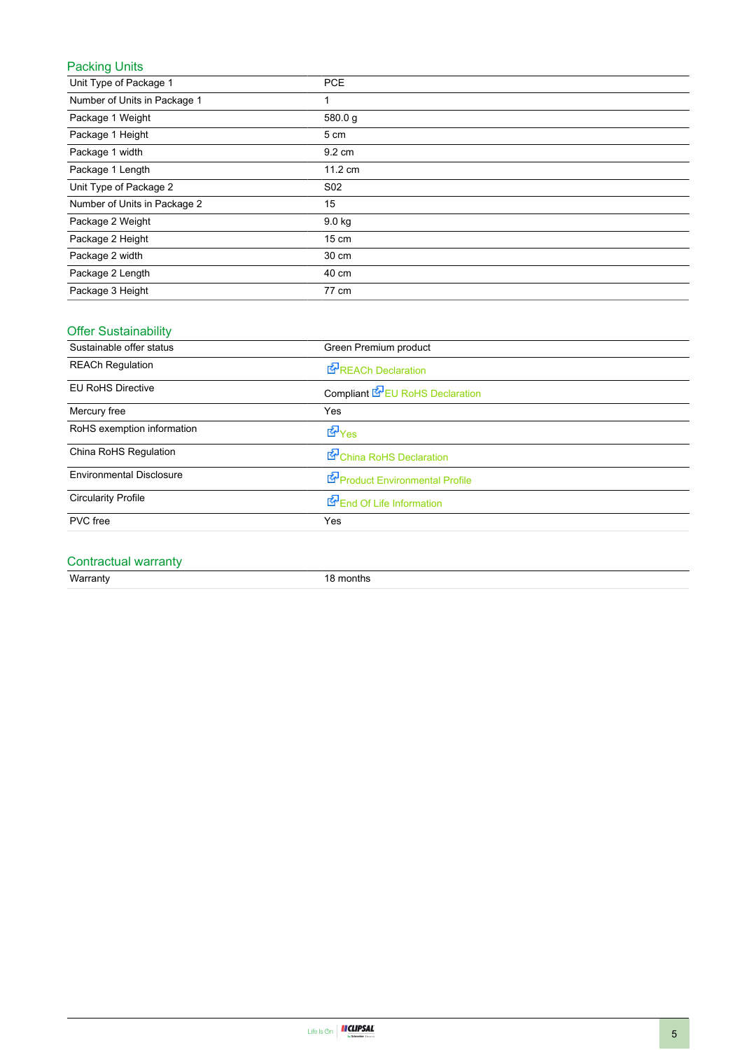## Packing Units

| | |
|---|---|
| Unit Type of Package 1 | PCE |
| Number of Units in Package 1 | 1 |
| Package 1 Weight | 580.0 g |
| Package 1 Height | 5 cm |
| Package 1 width | 9.2 cm |
| Package 1 Length | 11.2 cm |
| Unit Type of Package 2 | S02 |
| Number of Units in Package 2 | 15 |
| Package 2 Weight | 9.0 kg |
| Package 2 Height | 15 cm |
| Package 2 width | 30 cm |
| Package 2 Length | 40 cm |
| Package 3 Height | 77 cm |

## Offer Sustainability

| | |
|---|---|
| Sustainable offer status | Green Premium product |
| REACh Regulation | REACh Declaration |
| EU RoHS Directive | Compliant EU RoHS Declaration |
| Mercury free | Yes |
| RoHS exemption information | Yes |
| China RoHS Regulation | China RoHS Declaration |
| Environmental Disclosure | Product Environmental Profile |
| Circularity Profile | End Of Life Information |
| PVC free | Yes |

## Contractual warranty

| | |
|---|---|
| Warranty | 18 months |